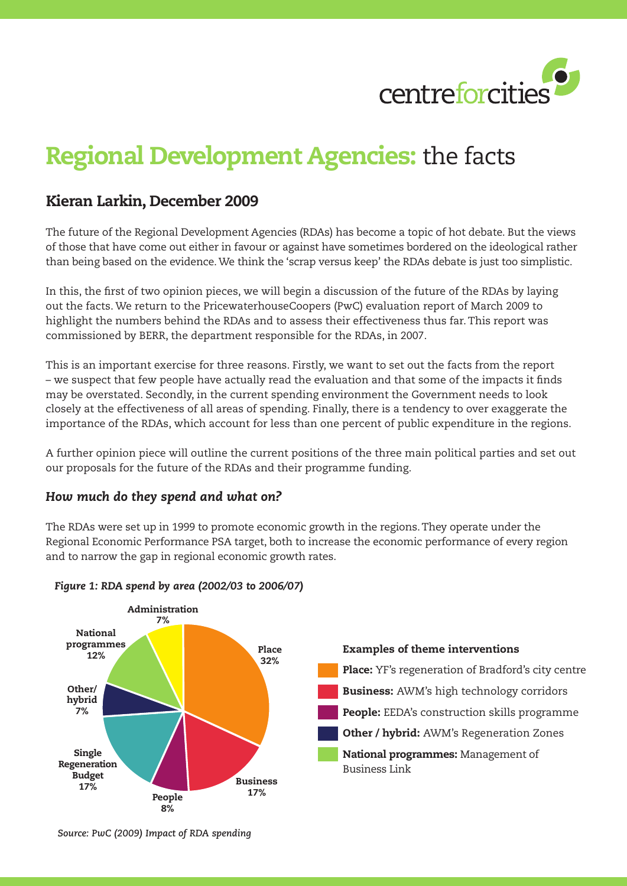# Regional Development Agencies: the facts

## Kieran Larkin, December 2009

The future of the Regional Development Agencies (RDAs) has become a topic of hot debate. But the views of those that have come out either in favour or against have sometimes bordered on the ideological rather than being based on the evidence. We think the 'scrap versus keep' the RDAs debate is just too simplistic.

In this, the first of two opinion pieces, we will begin a discussion of the future of the RDAs by laying out the facts. We return to the PricewaterhouseCoopers (PwC) evaluation report of March 2009 to highlight the numbers behind the RDAs and to assess their effectiveness thus far. This report was commissioned by BERR, the department responsible for the RDAs, in 2007.

This is an important exercise for three reasons. Firstly, we want to set out the facts from the report – we suspect that few people have actually read the evaluation and that some of the impacts it finds may be overstated. Secondly, in the current spending environment the Government needs to look closely at the effectiveness of all areas of spending. Finally, there is a tendency to over exaggerate the importance of the RDAs, which account for less than one percent of public expenditure in the regions.

A further opinion piece will outline the current positions of the three main political parties and set out our proposals for the future of the RDAs and their programme funding.

### *How much do they spend and what on?*

The RDAs were set up in 1999 to promote economic growth in the regions. They operate under the Regional Economic Performance PSA target, both to increase the economic performance of every region and to narrow the gap in regional economic growth rates.

*Figure 1: RDA spend by area (2002/03 to 2006/07)*

| Area | Share |
|---|---|
| Place | 32% |
| Business | 17% |
| People | 8% |
| Single Regeneration Budget | 17% |
| Other/hybrid | 7% |
| National programmes | 12% |
| Administration | 7% |

**Examples of theme interventions**

- **Place:** YF's regeneration of Bradford's city centre
- **Business:** AWM's high technology corridors
- **People:** EEDA's construction skills programme
- **Other / hybrid:** AWM's Regeneration Zones
- **National programmes:** Management of Business Link

*Source: PwC (2009) Impact of RDA spending*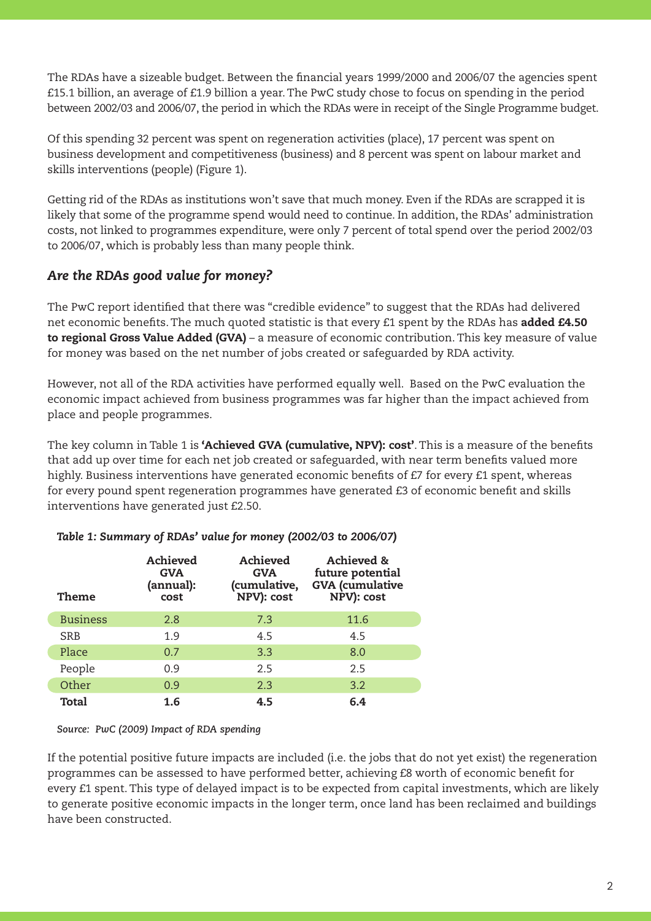The RDAs have a sizeable budget. Between the financial years 1999/2000 and 2006/07 the agencies spent £15.1 billion, an average of £1.9 billion a year. The PwC study chose to focus on spending in the period between 2002/03 and 2006/07, the period in which the RDAs were in receipt of the Single Programme budget.

Of this spending 32 percent was spent on regeneration activities (place), 17 percent was spent on business development and competitiveness (business) and 8 percent was spent on labour market and skills interventions (people) (Figure 1).

Getting rid of the RDAs as institutions won't save that much money. Even if the RDAs are scrapped it is likely that some of the programme spend would need to continue. In addition, the RDAs' administration costs, not linked to programmes expenditure, were only 7 percent of total spend over the period 2002/03 to 2006/07, which is probably less than many people think.

### *Are the RDAs good value for money?*

The PwC report identified that there was "credible evidence" to suggest that the RDAs had delivered net economic benefits. The much quoted statistic is that every £1 spent by the RDAs has **added £4.50 to regional Gross Value Added (GVA)** – a measure of economic contribution. This key measure of value for money was based on the net number of jobs created or safeguarded by RDA activity.

However, not all of the RDA activities have performed equally well. Based on the PwC evaluation the economic impact achieved from business programmes was far higher than the impact achieved from place and people programmes.

The key column in Table 1 is **'Achieved GVA (cumulative, NPV): cost'**. This is a measure of the benefits that add up over time for each net job created or safeguarded, with near term benefits valued more highly. Business interventions have generated economic benefits of £7 for every £1 spent, whereas for every pound spent regeneration programmes have generated £3 of economic benefit and skills interventions have generated just £2.50.

*Table 1: Summary of RDAs' value for money (2002/03 to 2006/07)*

| Theme | Achieved GVA (annual): cost | Achieved GVA (cumulative, NPV): cost | Achieved & future potential GVA (cumulative NPV): cost |
|---|---|---|---|
| Business | 2.8 | 7.3 | 11.6 |
| SRB | 1.9 | 4.5 | 4.5 |
| Place | 0.7 | 3.3 | 8.0 |
| People | 0.9 | 2.5 | 2.5 |
| Other | 0.9 | 2.3 | 3.2 |
| **Total** | **1.6** | **4.5** | **6.4** |

*Source: PwC (2009) Impact of RDA spending*

If the potential positive future impacts are included (i.e. the jobs that do not yet exist) the regeneration programmes can be assessed to have performed better, achieving £8 worth of economic benefit for every £1 spent. This type of delayed impact is to be expected from capital investments, which are likely to generate positive economic impacts in the longer term, once land has been reclaimed and buildings have been constructed.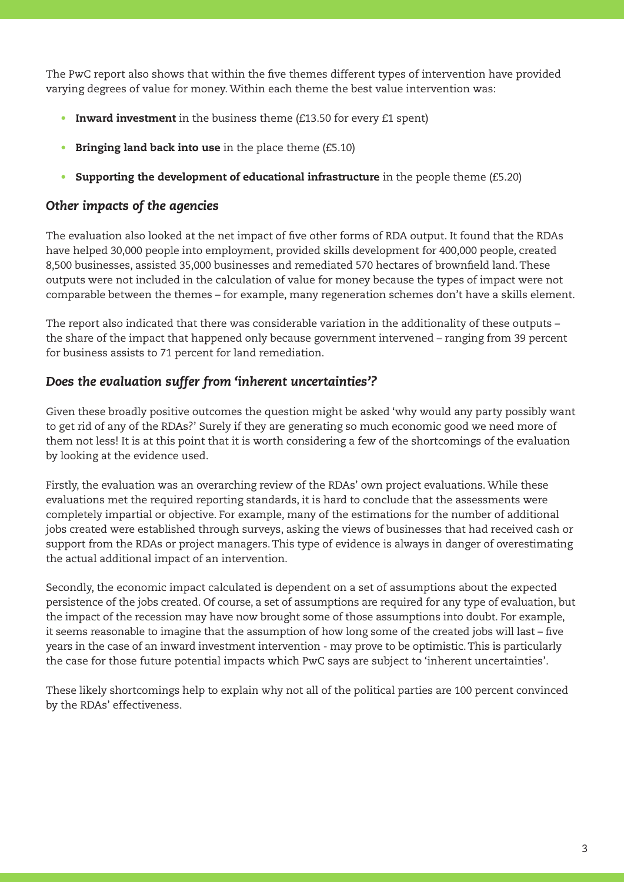The PwC report also shows that within the five themes different types of intervention have provided varying degrees of value for money. Within each theme the best value intervention was:

- **Inward investment** in the business theme (£13.50 for every £1 spent)
- **Bringing land back into use** in the place theme (£5.10)
- **Supporting the development of educational infrastructure** in the people theme (£5.20)

### *Other impacts of the agencies*

The evaluation also looked at the net impact of five other forms of RDA output. It found that the RDAs have helped 30,000 people into employment, provided skills development for 400,000 people, created 8,500 businesses, assisted 35,000 businesses and remediated 570 hectares of brownfield land. These outputs were not included in the calculation of value for money because the types of impact were not comparable between the themes – for example, many regeneration schemes don't have a skills element.

The report also indicated that there was considerable variation in the additionality of these outputs – the share of the impact that happened only because government intervened – ranging from 39 percent for business assists to 71 percent for land remediation.

### *Does the evaluation suffer from 'inherent uncertainties'?*

Given these broadly positive outcomes the question might be asked 'why would any party possibly want to get rid of any of the RDAs?' Surely if they are generating so much economic good we need more of them not less! It is at this point that it is worth considering a few of the shortcomings of the evaluation by looking at the evidence used.

Firstly, the evaluation was an overarching review of the RDAs' own project evaluations. While these evaluations met the required reporting standards, it is hard to conclude that the assessments were completely impartial or objective. For example, many of the estimations for the number of additional jobs created were established through surveys, asking the views of businesses that had received cash or support from the RDAs or project managers. This type of evidence is always in danger of overestimating the actual additional impact of an intervention.

Secondly, the economic impact calculated is dependent on a set of assumptions about the expected persistence of the jobs created. Of course, a set of assumptions are required for any type of evaluation, but the impact of the recession may have now brought some of those assumptions into doubt. For example, it seems reasonable to imagine that the assumption of how long some of the created jobs will last – five years in the case of an inward investment intervention - may prove to be optimistic. This is particularly the case for those future potential impacts which PwC says are subject to 'inherent uncertainties'.

These likely shortcomings help to explain why not all of the political parties are 100 percent convinced by the RDAs' effectiveness.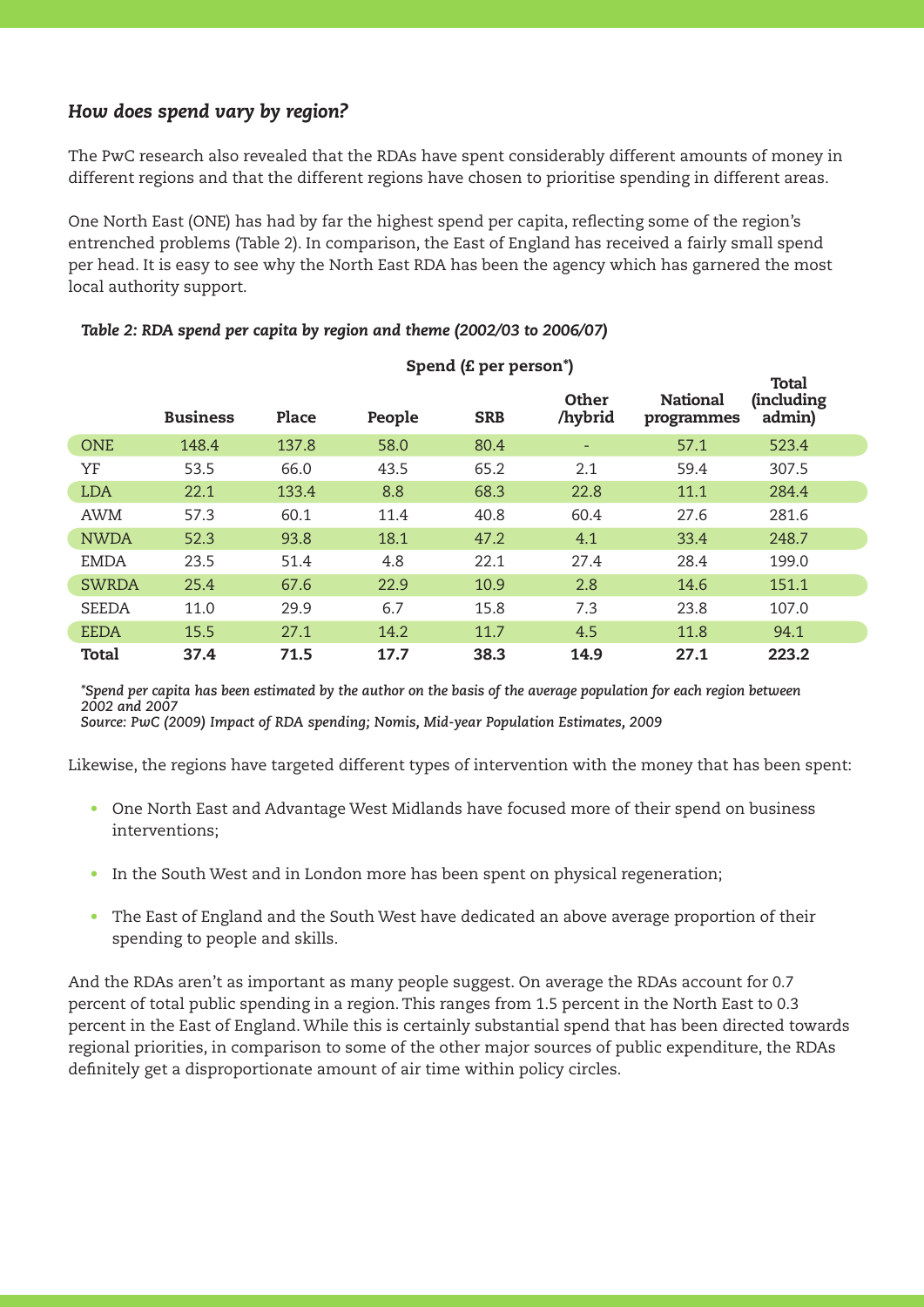### *How does spend vary by region?*

The PwC research also revealed that the RDAs have spent considerably different amounts of money in different regions and that the different regions have chosen to prioritise spending in different areas.

One North East (ONE) has had by far the highest spend per capita, reflecting some of the region's entrenched problems (Table 2). In comparison, the East of England has received a fairly small spend per head. It is easy to see why the North East RDA has been the agency which has garnered the most local authority support.

***Table 2: RDA spend per capita by region and theme (2002/03 to 2006/07)***

| | Spend (£ per person*) | | | | | | |
|---|---|---|---|---|---|---|---|
| | **Business** | **Place** | **People** | **SRB** | **Other /hybrid** | **National programmes** | **Total (including admin)** |
| ONE | 148.4 | 137.8 | 58.0 | 80.4 | - | 57.1 | 523.4 |
| YF | 53.5 | 66.0 | 43.5 | 65.2 | 2.1 | 59.4 | 307.5 |
| LDA | 22.1 | 133.4 | 8.8 | 68.3 | 22.8 | 11.1 | 284.4 |
| AWM | 57.3 | 60.1 | 11.4 | 40.8 | 60.4 | 27.6 | 281.6 |
| NWDA | 52.3 | 93.8 | 18.1 | 47.2 | 4.1 | 33.4 | 248.7 |
| EMDA | 23.5 | 51.4 | 4.8 | 22.1 | 27.4 | 28.4 | 199.0 |
| SWRDA | 25.4 | 67.6 | 22.9 | 10.9 | 2.8 | 14.6 | 151.1 |
| SEEDA | 11.0 | 29.9 | 6.7 | 15.8 | 7.3 | 23.8 | 107.0 |
| EEDA | 15.5 | 27.1 | 14.2 | 11.7 | 4.5 | 11.8 | 94.1 |
| **Total** | **37.4** | **71.5** | **17.7** | **38.3** | **14.9** | **27.1** | **223.2** |

*\*Spend per capita has been estimated by the author on the basis of the average population for each region between 2002 and 2007*
*Source: PwC (2009) Impact of RDA spending; Nomis, Mid-year Population Estimates, 2009*

Likewise, the regions have targeted different types of intervention with the money that has been spent:

- One North East and Advantage West Midlands have focused more of their spend on business interventions;
- In the South West and in London more has been spent on physical regeneration;
- The East of England and the South West have dedicated an above average proportion of their spending to people and skills.

And the RDAs aren't as important as many people suggest. On average the RDAs account for 0.7 percent of total public spending in a region. This ranges from 1.5 percent in the North East to 0.3 percent in the East of England. While this is certainly substantial spend that has been directed towards regional priorities, in comparison to some of the other major sources of public expenditure, the RDAs definitely get a disproportionate amount of air time within policy circles.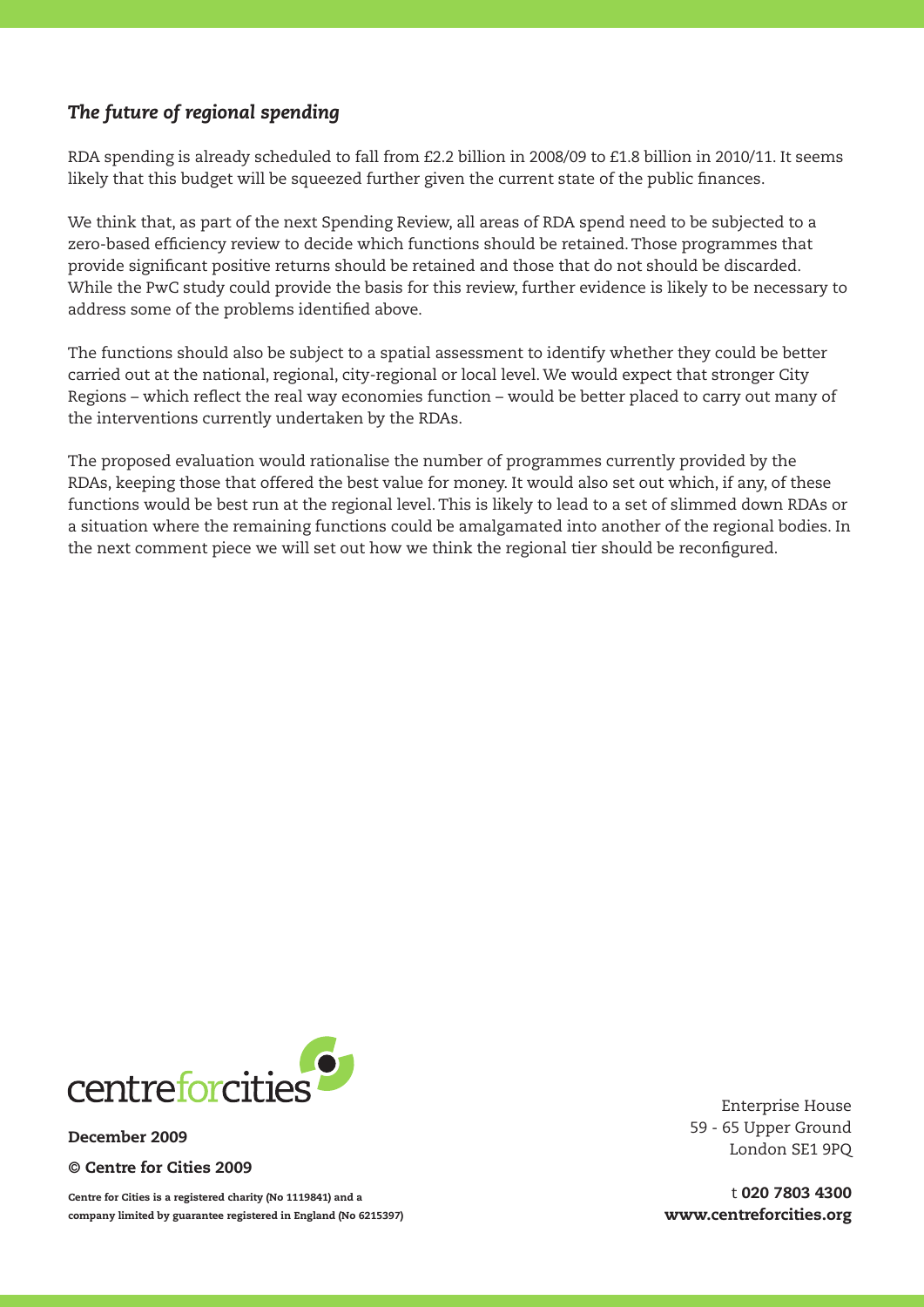### *The future of regional spending*

RDA spending is already scheduled to fall from £2.2 billion in 2008/09 to £1.8 billion in 2010/11. It seems likely that this budget will be squeezed further given the current state of the public finances.

We think that, as part of the next Spending Review, all areas of RDA spend need to be subjected to a zero-based efficiency review to decide which functions should be retained. Those programmes that provide significant positive returns should be retained and those that do not should be discarded. While the PwC study could provide the basis for this review, further evidence is likely to be necessary to address some of the problems identified above.

The functions should also be subject to a spatial assessment to identify whether they could be better carried out at the national, regional, city-regional or local level. We would expect that stronger City Regions – which reflect the real way economies function – would be better placed to carry out many of the interventions currently undertaken by the RDAs.

The proposed evaluation would rationalise the number of programmes currently provided by the RDAs, keeping those that offered the best value for money. It would also set out which, if any, of these functions would be best run at the regional level. This is likely to lead to a set of slimmed down RDAs or a situation where the remaining functions could be amalgamated into another of the regional bodies. In the next comment piece we will set out how we think the regional tier should be reconfigured.

centreforcities

**December 2009**

**© Centre for Cities 2009**

**Centre for Cities is a registered charity (No 1119841) and a company limited by guarantee registered in England (No 6215397)**

Enterprise House
59 - 65 Upper Ground
London SE1 9PQ

t **020 7803 4300**
**www.centreforcities.org**